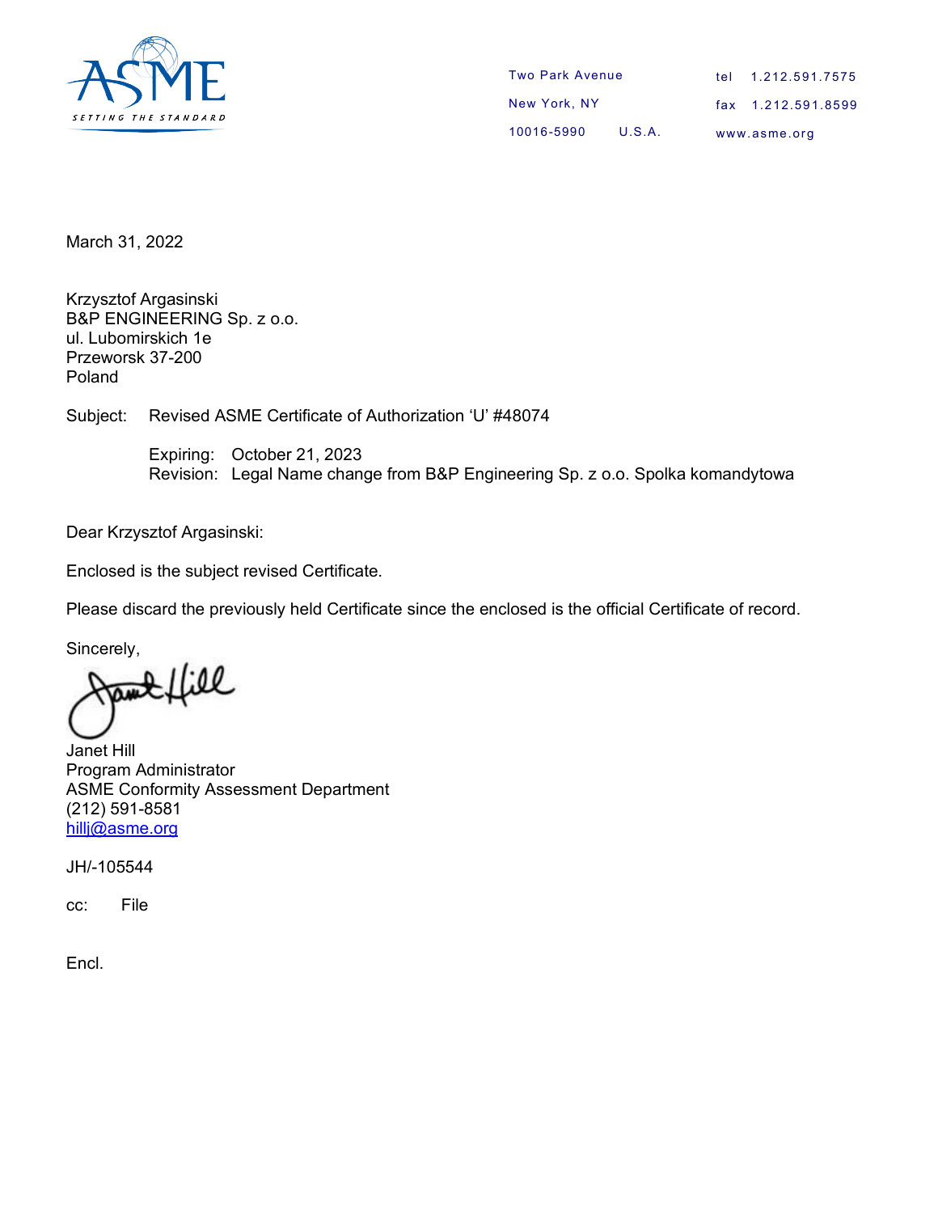ASME
SETTING THE STANDARD

Two Park Avenue
New York, NY
10016-5990 U.S.A.

tel 1.212.591.7575
fax 1.212.591.8599
www.asme.org

March 31, 2022

Krzysztof Argasinski
B&P ENGINEERING Sp. z o.o.
ul. Lubomirskich 1e
Przeworsk 37-200
Poland

Subject: Revised ASME Certificate of Authorization 'U' #48074

Expiring: October 21, 2023
Revision: Legal Name change from B&P Engineering Sp. z o.o. Spolka komandytowa

Dear Krzysztof Argasinski:

Enclosed is the subject revised Certificate.

Please discard the previously held Certificate since the enclosed is the official Certificate of record.

Sincerely,

Janet Hill
Program Administrator
ASME Conformity Assessment Department
(212) 591-8581
hillj@asme.org

JH/-105544

cc: File

Encl.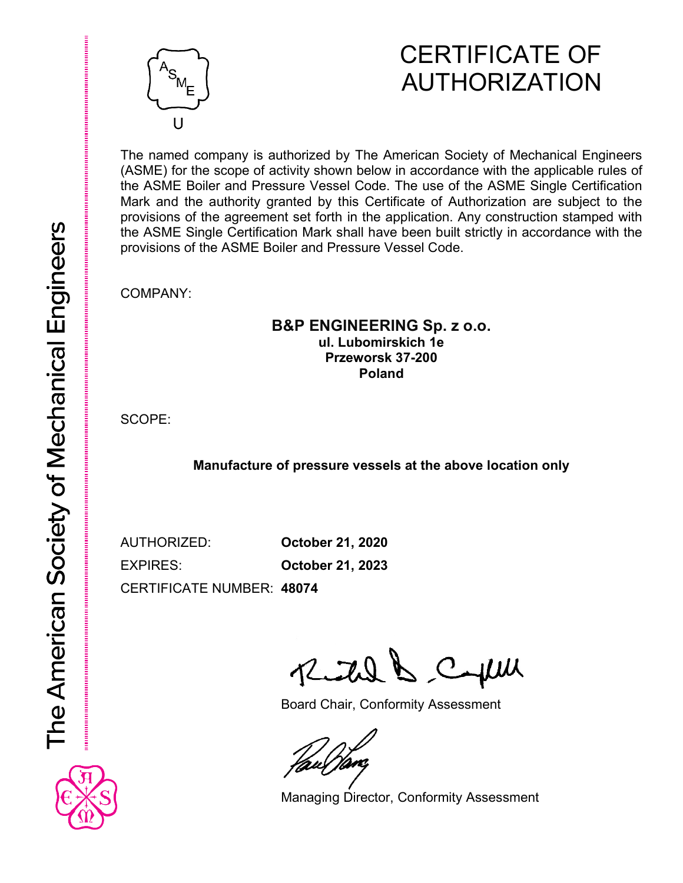# CERTIFICATE OF AUTHORIZATION

U

The named company is authorized by The American Society of Mechanical Engineers (ASME) for the scope of activity shown below in accordance with the applicable rules of the ASME Boiler and Pressure Vessel Code. The use of the ASME Single Certification Mark and the authority granted by this Certificate of Authorization are subject to the provisions of the agreement set forth in the application. Any construction stamped with the ASME Single Certification Mark shall have been built strictly in accordance with the provisions of the ASME Boiler and Pressure Vessel Code.

COMPANY:

**B&P ENGINEERING Sp. z o.o.**
**ul. Lubomirskich 1e**
**Przeworsk 37-200**
**Poland**

SCOPE:

**Manufacture of pressure vessels at the above location only**

AUTHORIZED: **October 21, 2020**

EXPIRES: **October 21, 2023**

CERTIFICATE NUMBER: **48074**

Board Chair, Conformity Assessment

Managing Director, Conformity Assessment

The American Society of Mechanical Engineers